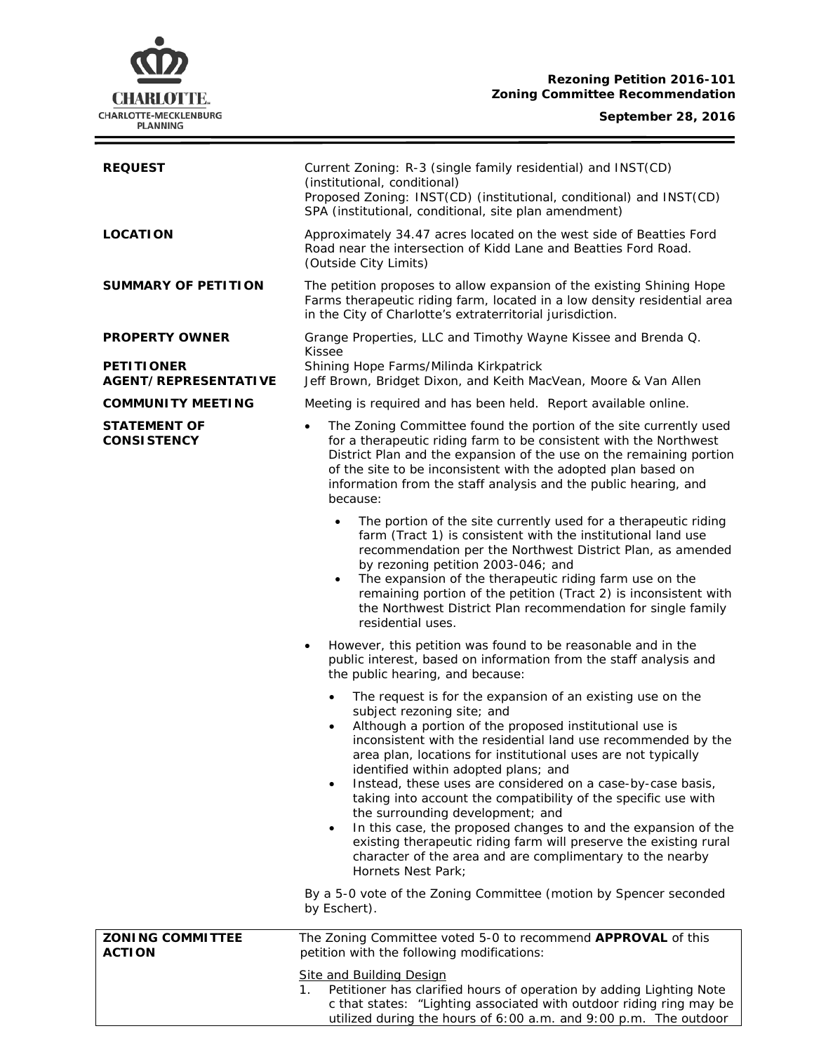**Rezoning Petition 2016-101**
**Zoning Committee Recommendation**

**September 28, 2016**

| | |
|---|---|
| **REQUEST** | Current Zoning: R-3 (single family residential) and INST(CD) (institutional, conditional)<br>Proposed Zoning: INST(CD) (institutional, conditional) and INST(CD) SPA (institutional, conditional, site plan amendment) |
| **LOCATION** | Approximately 34.47 acres located on the west side of Beatties Ford Road near the intersection of Kidd Lane and Beatties Ford Road. (Outside City Limits) |
| **SUMMARY OF PETITION** | The petition proposes to allow expansion of the existing Shining Hope Farms therapeutic riding farm, located in a low density residential area in the City of Charlotte's extraterritorial jurisdiction. |
| **PROPERTY OWNER** | Grange Properties, LLC and Timothy Wayne Kissee and Brenda Q. Kissee |
| **PETITIONER** | Shining Hope Farms/Milinda Kirkpatrick |
| **AGENT/REPRESENTATIVE** | Jeff Brown, Bridget Dixon, and Keith MacVean, Moore & Van Allen |
| **COMMUNITY MEETING** | Meeting is required and has been held. Report available online. |

**STATEMENT OF CONSISTENCY**

- The Zoning Committee found the portion of the site currently used for a therapeutic riding farm to be consistent with the Northwest District Plan and the expansion of the use on the remaining portion of the site to be inconsistent with the adopted plan based on information from the staff analysis and the public hearing, and because:
  - The portion of the site currently used for a therapeutic riding farm (Tract 1) is consistent with the institutional land use recommendation per the Northwest District Plan, as amended by rezoning petition 2003-046; and
  - The expansion of the therapeutic riding farm use on the remaining portion of the petition (Tract 2) is inconsistent with the Northwest District Plan recommendation for single family residential uses.
- However, this petition was found to be reasonable and in the public interest, based on information from the staff analysis and the public hearing, and because:
  - The request is for the expansion of an existing use on the subject rezoning site; and
  - Although a portion of the proposed institutional use is inconsistent with the residential land use recommended by the area plan, locations for institutional uses are not typically identified within adopted plans; and
  - Instead, these uses are considered on a case-by-case basis, taking into account the compatibility of the specific use with the surrounding development; and
  - In this case, the proposed changes to and the expansion of the existing therapeutic riding farm will preserve the existing rural character of the area and are complimentary to the nearby Hornets Nest Park;

By a 5-0 vote of the Zoning Committee (motion by Spencer seconded by Eschert).

**ZONING COMMITTEE ACTION**

The Zoning Committee voted 5-0 to recommend **APPROVAL** of this petition with the following modifications:

Site and Building Design

1. Petitioner has clarified hours of operation by adding Lighting Note c that states: "Lighting associated with outdoor riding ring may be utilized during the hours of 6:00 a.m. and 9:00 p.m. The outdoor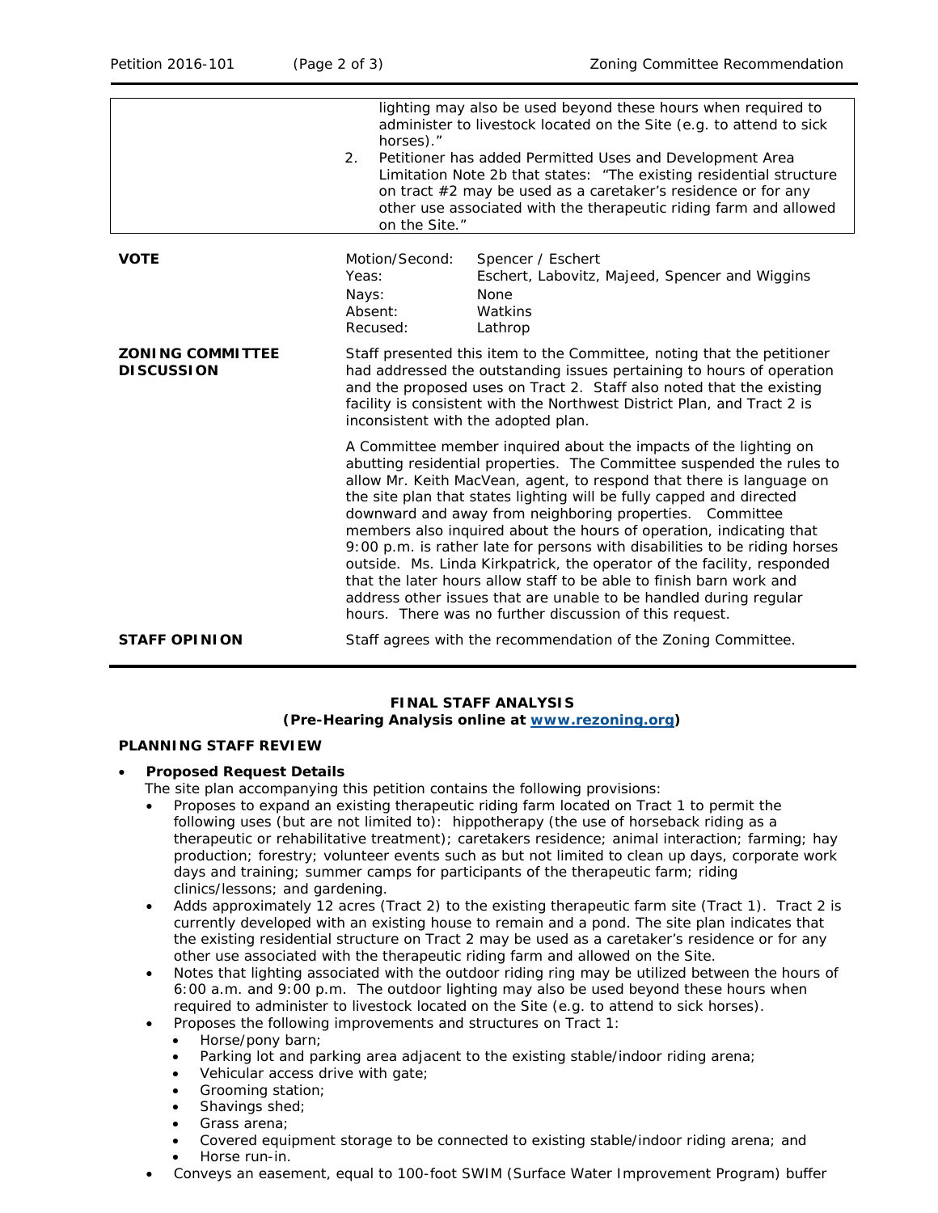| | |
|---|---|
| | lighting may also be used beyond these hours when required to administer to livestock located on the Site (e.g. to attend to sick horses)." <br> 2. Petitioner has added Permitted Uses and Development Area Limitation Note 2b that states: "The existing residential structure on tract #2 may be used as a caretaker's residence or for any other use associated with the therapeutic riding farm and allowed on the Site." |

| | | |
|---|---|---|
| **VOTE** | Motion/Second: | Spencer / Eschert |
| | Yeas: | Eschert, Labovitz, Majeed, Spencer and Wiggins |
| | Nays: | None |
| | Absent: | Watkins |
| | Recused: | Lathrop |

**ZONING COMMITTEE DISCUSSION**

Staff presented this item to the Committee, noting that the petitioner had addressed the outstanding issues pertaining to hours of operation and the proposed uses on Tract 2. Staff also noted that the existing facility is consistent with the Northwest District Plan, and Tract 2 is inconsistent with the adopted plan.

A Committee member inquired about the impacts of the lighting on abutting residential properties. The Committee suspended the rules to allow Mr. Keith MacVean, agent, to respond that there is language on the site plan that states lighting will be fully capped and directed downward and away from neighboring properties. Committee members also inquired about the hours of operation, indicating that 9:00 p.m. is rather late for persons with disabilities to be riding horses outside. Ms. Linda Kirkpatrick, the operator of the facility, responded that the later hours allow staff to be able to finish barn work and address other issues that are unable to be handled during regular hours. There was no further discussion of this request.

**STAFF OPINION**

Staff agrees with the recommendation of the Zoning Committee.

**FINAL STAFF ANALYSIS**
**(Pre-Hearing Analysis online at [www.rezoning.org](http://www.rezoning.org))**

**PLANNING STAFF REVIEW**

- **Proposed Request Details**
  The site plan accompanying this petition contains the following provisions:
  - Proposes to expand an existing therapeutic riding farm located on Tract 1 to permit the following uses (but are not limited to): hippotherapy (the use of horseback riding as a therapeutic or rehabilitative treatment); caretakers residence; animal interaction; farming; hay production; forestry; volunteer events such as but not limited to clean up days, corporate work days and training; summer camps for participants of the therapeutic farm; riding clinics/lessons; and gardening.
  - Adds approximately 12 acres (Tract 2) to the existing therapeutic farm site (Tract 1). Tract 2 is currently developed with an existing house to remain and a pond. The site plan indicates that the existing residential structure on Tract 2 may be used as a caretaker's residence or for any other use associated with the therapeutic riding farm and allowed on the Site.
  - Notes that lighting associated with the outdoor riding ring may be utilized between the hours of 6:00 a.m. and 9:00 p.m. The outdoor lighting may also be used beyond these hours when required to administer to livestock located on the Site (e.g. to attend to sick horses).
  - Proposes the following improvements and structures on Tract 1:
    - Horse/pony barn;
    - Parking lot and parking area adjacent to the existing stable/indoor riding arena;
    - Vehicular access drive with gate;
    - Grooming station;
    - Shavings shed;
    - Grass arena;
    - Covered equipment storage to be connected to existing stable/indoor riding arena; and
    - Horse run-in.
  - Conveys an easement, equal to 100-foot SWIM (Surface Water Improvement Program) buffer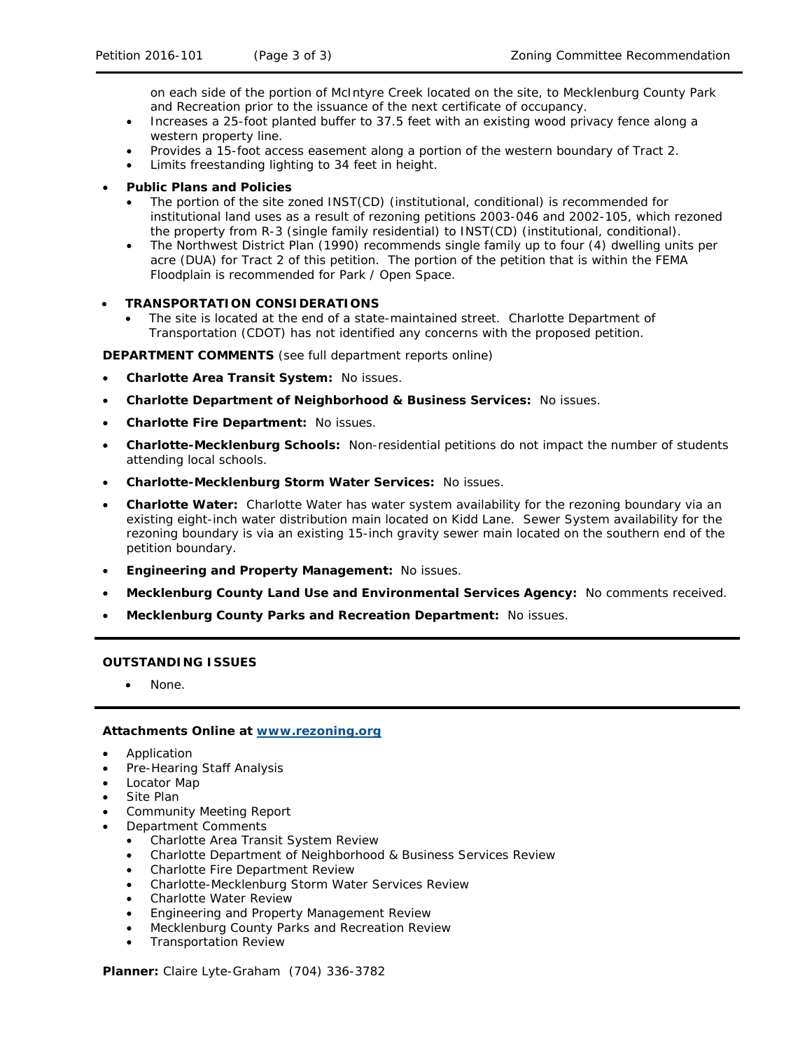on each side of the portion of McIntyre Creek located on the site, to Mecklenburg County Park and Recreation prior to the issuance of the next certificate of occupancy.
  - Increases a 25-foot planted buffer to 37.5 feet with an existing wood privacy fence along a western property line.
  - Provides a 15-foot access easement along a portion of the western boundary of Tract 2.
  - Limits freestanding lighting to 34 feet in height.

- **Public Plans and Policies**
  - The portion of the site zoned INST(CD) (institutional, conditional) is recommended for institutional land uses as a result of rezoning petitions 2003-046 and 2002-105, which rezoned the property from R-3 (single family residential) to INST(CD) (institutional, conditional).
  - The Northwest District Plan (1990) recommends single family up to four (4) dwelling units per acre (DUA) for Tract 2 of this petition. The portion of the petition that is within the FEMA Floodplain is recommended for Park / Open Space.

- **TRANSPORTATION CONSIDERATIONS**
  - The site is located at the end of a state-maintained street. Charlotte Department of Transportation (CDOT) has not identified any concerns with the proposed petition.

**DEPARTMENT COMMENTS** (see full department reports online)

- **Charlotte Area Transit System:** No issues.
- **Charlotte Department of Neighborhood & Business Services:** No issues.
- **Charlotte Fire Department:** No issues.
- **Charlotte-Mecklenburg Schools:** Non-residential petitions do not impact the number of students attending local schools.
- **Charlotte-Mecklenburg Storm Water Services:** No issues.
- **Charlotte Water:** Charlotte Water has water system availability for the rezoning boundary via an existing eight-inch water distribution main located on Kidd Lane. Sewer System availability for the rezoning boundary is via an existing 15-inch gravity sewer main located on the southern end of the petition boundary.
- **Engineering and Property Management:** No issues.
- **Mecklenburg County Land Use and Environmental Services Agency:** No comments received.
- **Mecklenburg County Parks and Recreation Department:** No issues.

**OUTSTANDING ISSUES**

- None.

**Attachments Online at [www.rezoning.org](http://www.rezoning.org)**

- Application
- Pre-Hearing Staff Analysis
- Locator Map
- Site Plan
- Community Meeting Report
- Department Comments
  - Charlotte Area Transit System Review
  - Charlotte Department of Neighborhood & Business Services Review
  - Charlotte Fire Department Review
  - Charlotte-Mecklenburg Storm Water Services Review
  - Charlotte Water Review
  - Engineering and Property Management Review
  - Mecklenburg County Parks and Recreation Review
  - Transportation Review

**Planner:** Claire Lyte-Graham (704) 336-3782